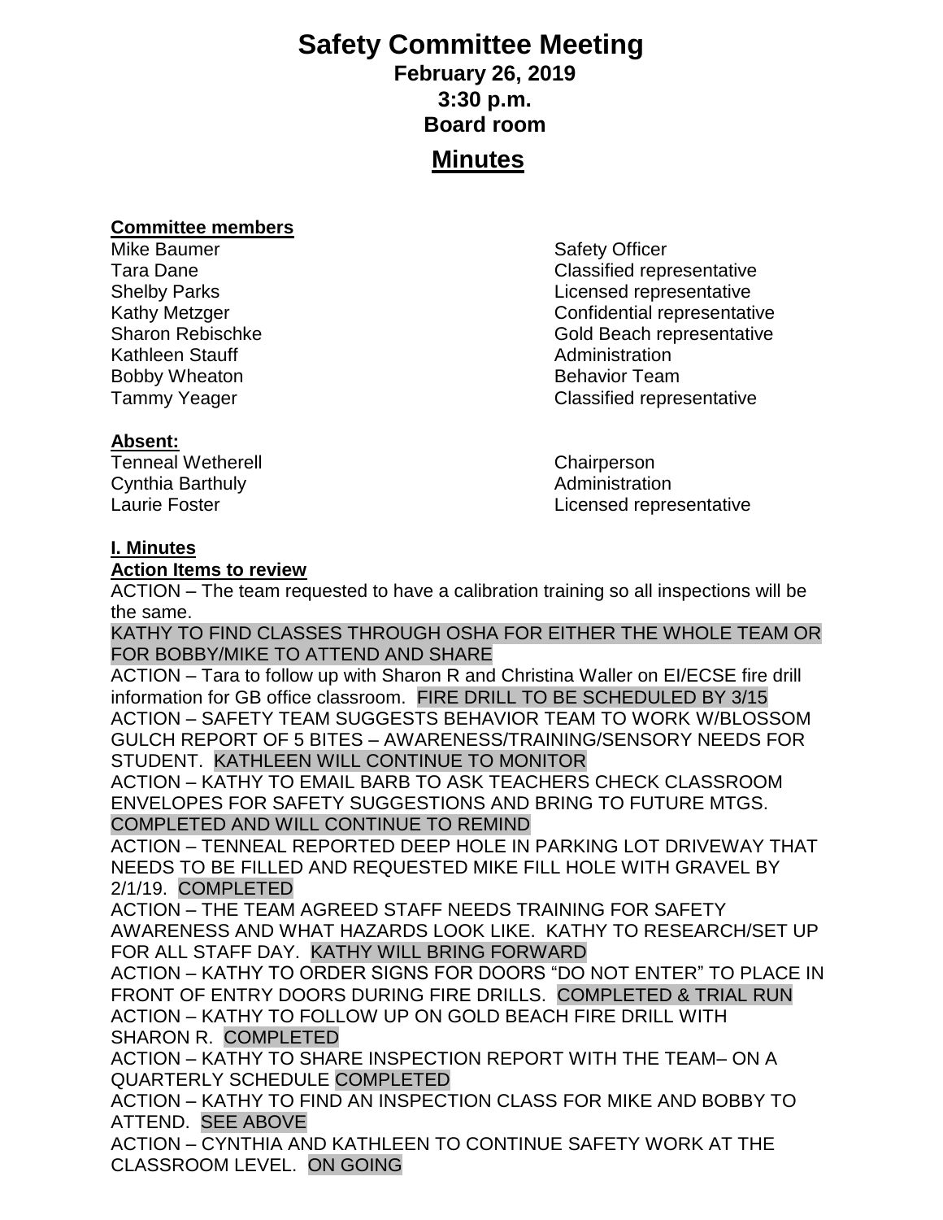# Safety Committee Meeting

**February 26, 2019**

**3:30 p.m.**

**Board room**

## Minutes

**Committee members**

| | |
|---|---|
| Mike Baumer | Safety Officer |
| Tara Dane | Classified representative |
| Shelby Parks | Licensed representative |
| Kathy Metzger | Confidential representative |
| Sharon Rebischke | Gold Beach representative |
| Kathleen Stauff | Administration |
| Bobby Wheaton | Behavior Team |
| Tammy Yeager | Classified representative |

**Absent:**

| | |
|---|---|
| Tenneal Wetherell | Chairperson |
| Cynthia Barthuly | Administration |
| Laurie Foster | Licensed representative |

**I. Minutes**

**Action Items to review**

ACTION – The team requested to have a calibration training so all inspections will be the same.
KATHY TO FIND CLASSES THROUGH OSHA FOR EITHER THE WHOLE TEAM OR FOR BOBBY/MIKE TO ATTEND AND SHARE

ACTION – Tara to follow up with Sharon R and Christina Waller on EI/ECSE fire drill information for GB office classroom. FIRE DRILL TO BE SCHEDULED BY 3/15

ACTION – SAFETY TEAM SUGGESTS BEHAVIOR TEAM TO WORK W/BLOSSOM GULCH REPORT OF 5 BITES – AWARENESS/TRAINING/SENSORY NEEDS FOR STUDENT. KATHLEEN WILL CONTINUE TO MONITOR

ACTION – KATHY TO EMAIL BARB TO ASK TEACHERS CHECK CLASSROOM ENVELOPES FOR SAFETY SUGGESTIONS AND BRING TO FUTURE MTGS. COMPLETED AND WILL CONTINUE TO REMIND

ACTION – TENNEAL REPORTED DEEP HOLE IN PARKING LOT DRIVEWAY THAT NEEDS TO BE FILLED AND REQUESTED MIKE FILL HOLE WITH GRAVEL BY 2/1/19. COMPLETED

ACTION – THE TEAM AGREED STAFF NEEDS TRAINING FOR SAFETY AWARENESS AND WHAT HAZARDS LOOK LIKE. KATHY TO RESEARCH/SET UP FOR ALL STAFF DAY. KATHY WILL BRING FORWARD

ACTION – KATHY TO ORDER SIGNS FOR DOORS "DO NOT ENTER" TO PLACE IN FRONT OF ENTRY DOORS DURING FIRE DRILLS. COMPLETED & TRIAL RUN

ACTION – KATHY TO FOLLOW UP ON GOLD BEACH FIRE DRILL WITH SHARON R. COMPLETED

ACTION – KATHY TO SHARE INSPECTION REPORT WITH THE TEAM– ON A QUARTERLY SCHEDULE COMPLETED

ACTION – KATHY TO FIND AN INSPECTION CLASS FOR MIKE AND BOBBY TO ATTEND. SEE ABOVE

ACTION – CYNTHIA AND KATHLEEN TO CONTINUE SAFETY WORK AT THE CLASSROOM LEVEL. ON GOING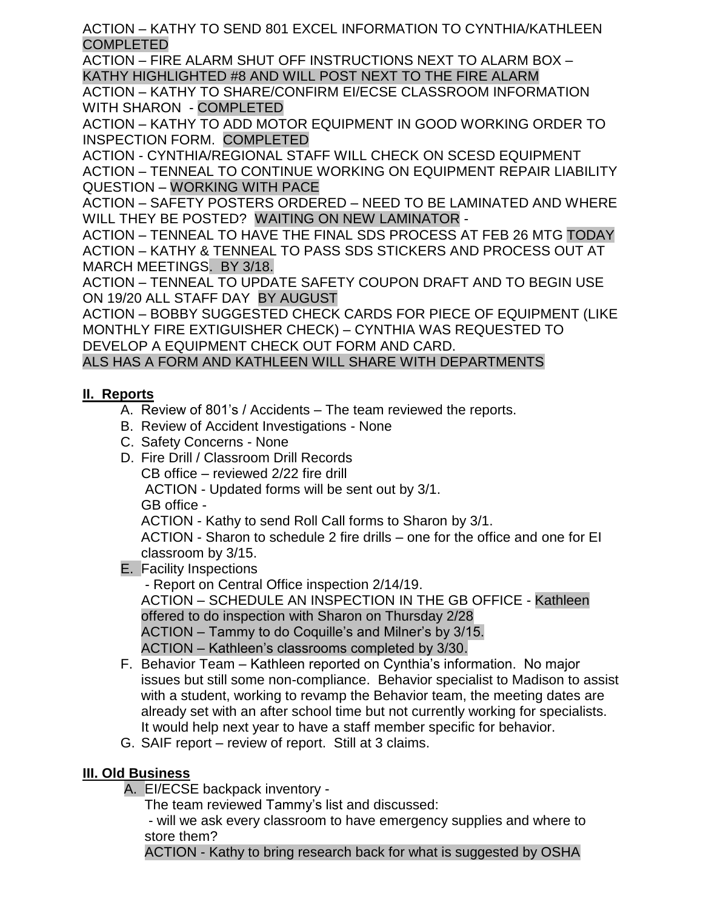ACTION – KATHY TO SEND 801 EXCEL INFORMATION TO CYNTHIA/KATHLEEN COMPLETED

ACTION – FIRE ALARM SHUT OFF INSTRUCTIONS NEXT TO ALARM BOX – KATHY HIGHLIGHTED #8 AND WILL POST NEXT TO THE FIRE ALARM

ACTION – KATHY TO SHARE/CONFIRM EI/ECSE CLASSROOM INFORMATION WITH SHARON - COMPLETED

ACTION – KATHY TO ADD MOTOR EQUIPMENT IN GOOD WORKING ORDER TO INSPECTION FORM. COMPLETED

ACTION - CYNTHIA/REGIONAL STAFF WILL CHECK ON SCESD EQUIPMENT

ACTION – TENNEAL TO CONTINUE WORKING ON EQUIPMENT REPAIR LIABILITY QUESTION – WORKING WITH PACE

ACTION – SAFETY POSTERS ORDERED – NEED TO BE LAMINATED AND WHERE WILL THEY BE POSTED? WAITING ON NEW LAMINATOR -

ACTION – TENNEAL TO HAVE THE FINAL SDS PROCESS AT FEB 26 MTG TODAY

ACTION – KATHY & TENNEAL TO PASS SDS STICKERS AND PROCESS OUT AT MARCH MEETINGS. BY 3/18.

ACTION – TENNEAL TO UPDATE SAFETY COUPON DRAFT AND TO BEGIN USE ON 19/20 ALL STAFF DAY BY AUGUST

ACTION – BOBBY SUGGESTED CHECK CARDS FOR PIECE OF EQUIPMENT (LIKE MONTHLY FIRE EXTIGUISHER CHECK) – CYNTHIA WAS REQUESTED TO DEVELOP A EQUIPMENT CHECK OUT FORM AND CARD.

ALS HAS A FORM AND KATHLEEN WILL SHARE WITH DEPARTMENTS

## II. Reports

A. Review of 801's / Accidents – The team reviewed the reports.

B. Review of Accident Investigations - None

C. Safety Concerns - None

D. Fire Drill / Classroom Drill Records

   CB office – reviewed 2/22 fire drill

   ACTION - Updated forms will be sent out by 3/1.

   GB office -

   ACTION - Kathy to send Roll Call forms to Sharon by 3/1.

   ACTION - Sharon to schedule 2 fire drills – one for the office and one for EI classroom by 3/15.

E. Facility Inspections

   - Report on Central Office inspection 2/14/19.

   ACTION – SCHEDULE AN INSPECTION IN THE GB OFFICE - Kathleen offered to do inspection with Sharon on Thursday 2/28

   ACTION – Tammy to do Coquille's and Milner's by 3/15.

   ACTION – Kathleen's classrooms completed by 3/30.

F. Behavior Team – Kathleen reported on Cynthia's information. No major issues but still some non-compliance. Behavior specialist to Madison to assist with a student, working to revamp the Behavior team, the meeting dates are already set with an after school time but not currently working for specialists. It would help next year to have a staff member specific for behavior.

G. SAIF report – review of report. Still at 3 claims.

## III. Old Business

A. EI/ECSE backpack inventory -

   The team reviewed Tammy's list and discussed:

   - will we ask every classroom to have emergency supplies and where to store them?

   ACTION - Kathy to bring research back for what is suggested by OSHA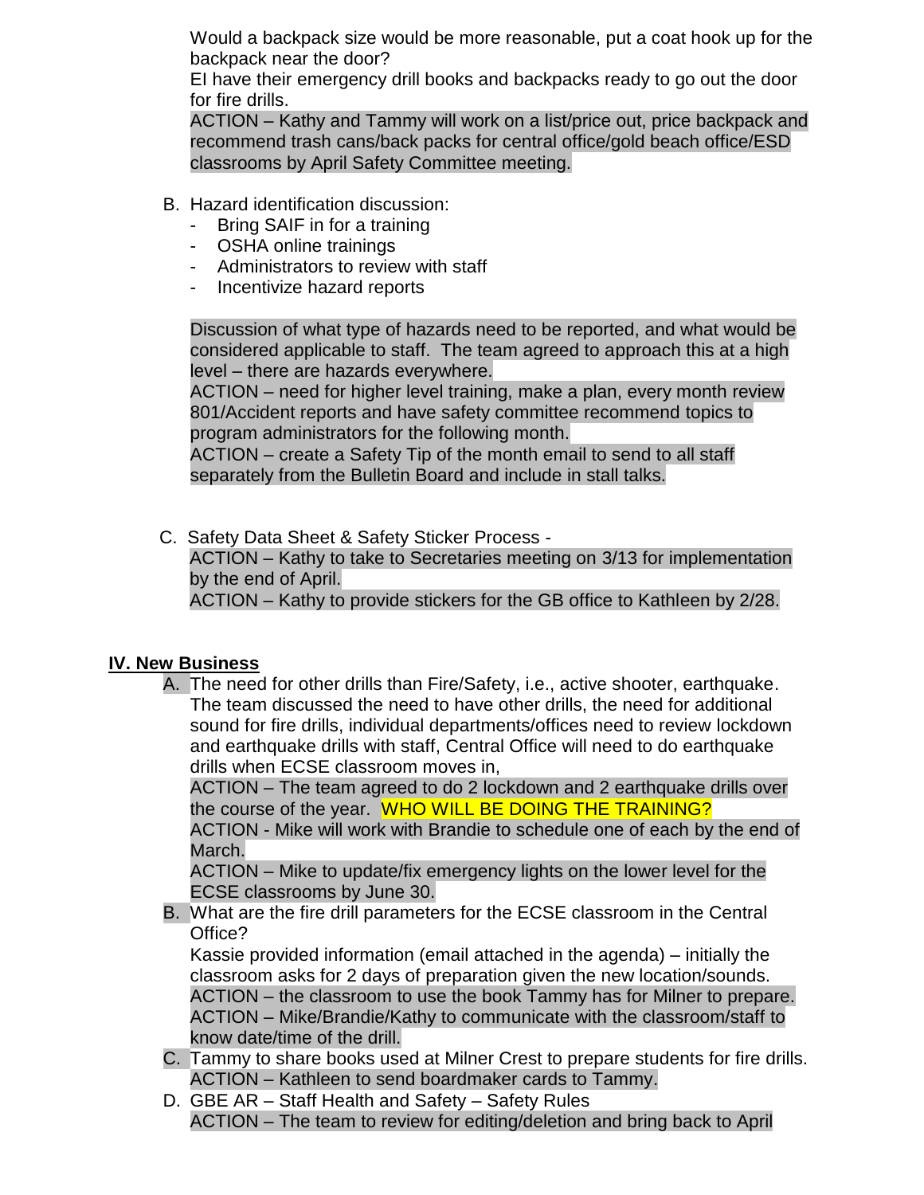Would a backpack size would be more reasonable, put a coat hook up for the backpack near the door?
EI have their emergency drill books and backpacks ready to go out the door for fire drills.
ACTION – Kathy and Tammy will work on a list/price out, price backpack and recommend trash cans/back packs for central office/gold beach office/ESD classrooms by April Safety Committee meeting.

B. Hazard identification discussion:
   - Bring SAIF in for a training
   - OSHA online trainings
   - Administrators to review with staff
   - Incentivize hazard reports

   Discussion of what type of hazards need to be reported, and what would be considered applicable to staff. The team agreed to approach this at a high level – there are hazards everywhere.
   ACTION – need for higher level training, make a plan, every month review 801/Accident reports and have safety committee recommend topics to program administrators for the following month.
   ACTION – create a Safety Tip of the month email to send to all staff separately from the Bulletin Board and include in stall talks.

C. Safety Data Sheet & Safety Sticker Process -
   ACTION – Kathy to take to Secretaries meeting on 3/13 for implementation by the end of April.
   ACTION – Kathy to provide stickers for the GB office to Kathleen by 2/28.

## IV. New Business

A. The need for other drills than Fire/Safety, i.e., active shooter, earthquake. The team discussed the need to have other drills, the need for additional sound for fire drills, individual departments/offices need to review lockdown and earthquake drills with staff, Central Office will need to do earthquake drills when ECSE classroom moves in,
   ACTION – The team agreed to do 2 lockdown and 2 earthquake drills over the course of the year. WHO WILL BE DOING THE TRAINING?
   ACTION - Mike will work with Brandie to schedule one of each by the end of March.
   ACTION – Mike to update/fix emergency lights on the lower level for the ECSE classrooms by June 30.
B. What are the fire drill parameters for the ECSE classroom in the Central Office?
   Kassie provided information (email attached in the agenda) – initially the classroom asks for 2 days of preparation given the new location/sounds.
   ACTION – the classroom to use the book Tammy has for Milner to prepare.
   ACTION – Mike/Brandie/Kathy to communicate with the classroom/staff to know date/time of the drill.
C. Tammy to share books used at Milner Crest to prepare students for fire drills.
   ACTION – Kathleen to send boardmaker cards to Tammy.
D. GBE AR – Staff Health and Safety – Safety Rules
   ACTION – The team to review for editing/deletion and bring back to April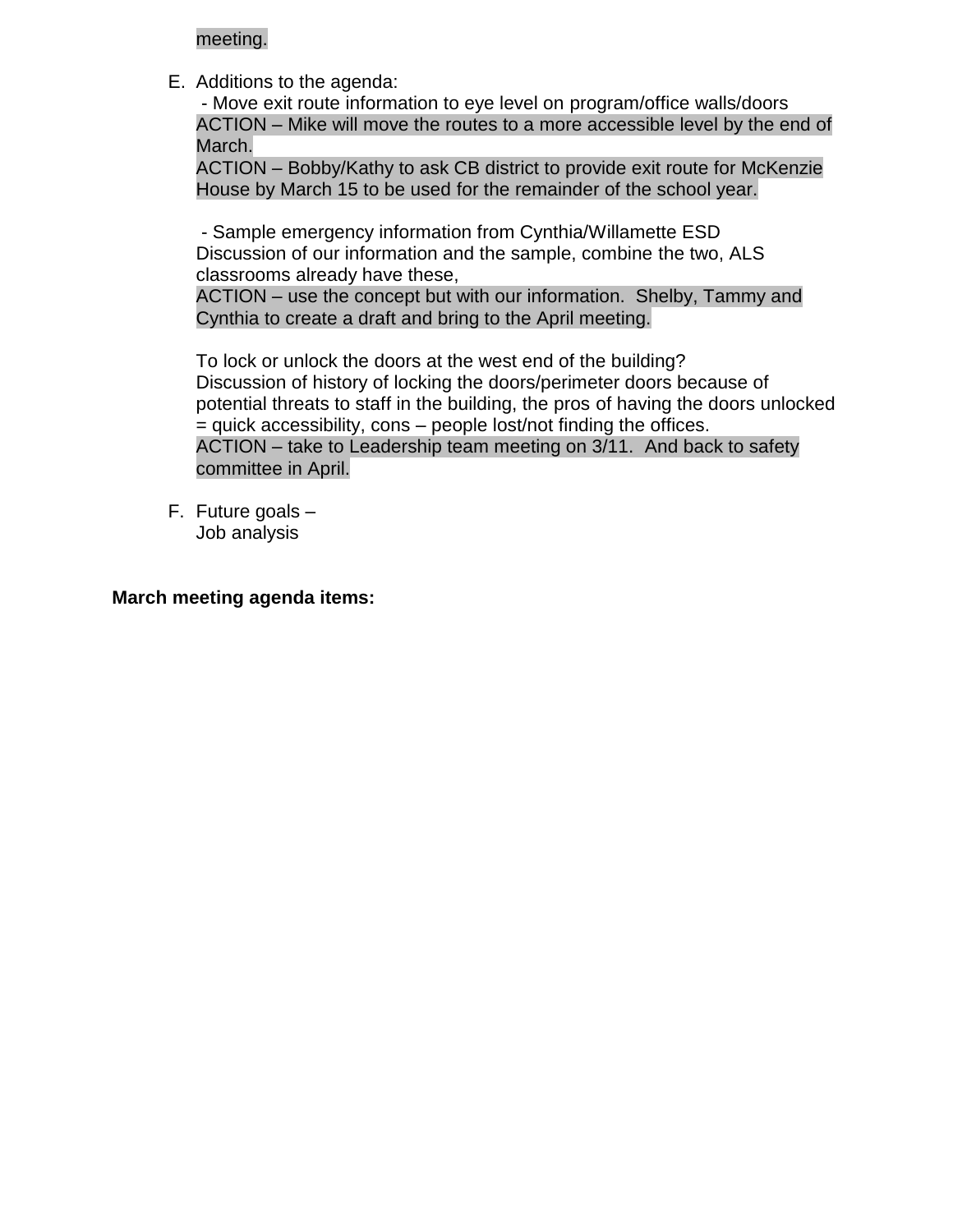meeting.

E. Additions to the agenda:
    - Move exit route information to eye level on program/office walls/doors
    ACTION – Mike will move the routes to a more accessible level by the end of March.
    ACTION – Bobby/Kathy to ask CB district to provide exit route for McKenzie House by March 15 to be used for the remainder of the school year.

    - Sample emergency information from Cynthia/Willamette ESD
    Discussion of our information and the sample, combine the two, ALS classrooms already have these,
    ACTION – use the concept but with our information. Shelby, Tammy and Cynthia to create a draft and bring to the April meeting.

    To lock or unlock the doors at the west end of the building?
    Discussion of history of locking the doors/perimeter doors because of potential threats to staff in the building, the pros of having the doors unlocked = quick accessibility, cons – people lost/not finding the offices.
    ACTION – take to Leadership team meeting on 3/11. And back to safety committee in April.

F. Future goals –
    Job analysis

**March meeting agenda items:**